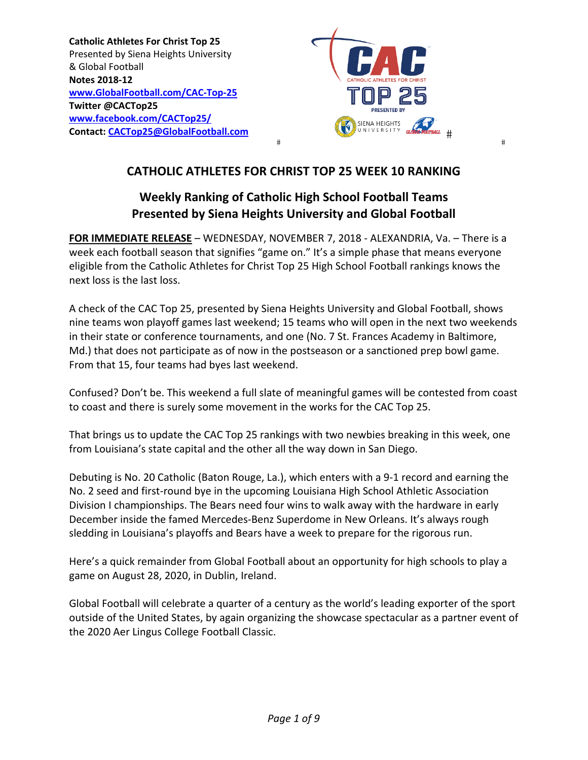**Catholic Athletes For Christ Top 25**
Presented by Siena Heights University
& Global Football
**Notes 2018-12**
**www.GlobalFootball.com/CAC-Top-25**
**Twitter @CACTop25**
**www.facebook.com/CACTop25/**
**Contact: CACTop25@GlobalFootball.com**

# CATHOLIC ATHLETES FOR CHRIST TOP 25 WEEK 10 RANKING

## Weekly Ranking of Catholic High School Football Teams
## Presented by Siena Heights University and Global Football

**FOR IMMEDIATE RELEASE** – WEDNESDAY, NOVEMBER 7, 2018 - ALEXANDRIA, Va. – There is a week each football season that signifies "game on." It's a simple phase that means everyone eligible from the Catholic Athletes for Christ Top 25 High School Football rankings knows the next loss is the last loss.

A check of the CAC Top 25, presented by Siena Heights University and Global Football, shows nine teams won playoff games last weekend; 15 teams who will open in the next two weekends in their state or conference tournaments, and one (No. 7 St. Frances Academy in Baltimore, Md.) that does not participate as of now in the postseason or a sanctioned prep bowl game. From that 15, four teams had byes last weekend.

Confused? Don't be. This weekend a full slate of meaningful games will be contested from coast to coast and there is surely some movement in the works for the CAC Top 25.

That brings us to update the CAC Top 25 rankings with two newbies breaking in this week, one from Louisiana's state capital and the other all the way down in San Diego.

Debuting is No. 20 Catholic (Baton Rouge, La.), which enters with a 9-1 record and earning the No. 2 seed and first-round bye in the upcoming Louisiana High School Athletic Association Division I championships. The Bears need four wins to walk away with the hardware in early December inside the famed Mercedes-Benz Superdome in New Orleans. It's always rough sledding in Louisiana's playoffs and Bears have a week to prepare for the rigorous run.

Here's a quick remainder from Global Football about an opportunity for high schools to play a game on August 28, 2020, in Dublin, Ireland.

Global Football will celebrate a quarter of a century as the world's leading exporter of the sport outside of the United States, by again organizing the showcase spectacular as a partner event of the 2020 Aer Lingus College Football Classic.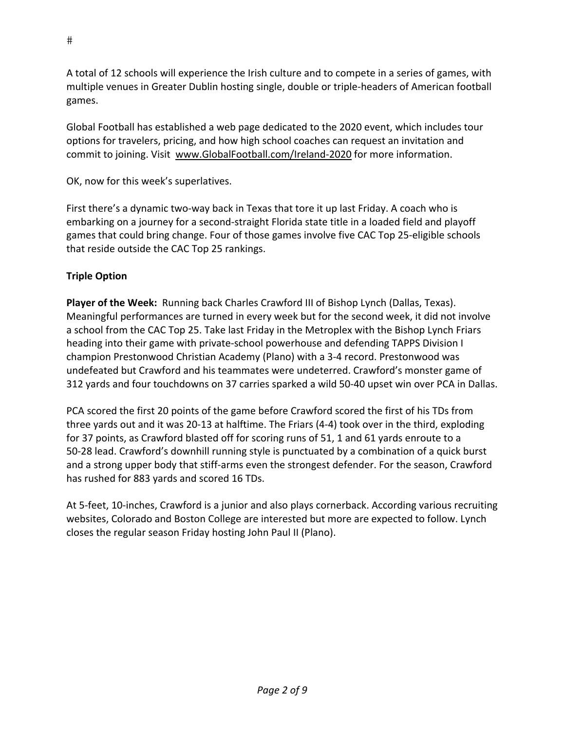#

A total of 12 schools will experience the Irish culture and to compete in a series of games, with multiple venues in Greater Dublin hosting single, double or triple-headers of American football games.

Global Football has established a web page dedicated to the 2020 event, which includes tour options for travelers, pricing, and how high school coaches can request an invitation and commit to joining. Visit www.GlobalFootball.com/Ireland-2020 for more information.

OK, now for this week's superlatives.

First there's a dynamic two-way back in Texas that tore it up last Friday. A coach who is embarking on a journey for a second-straight Florida state title in a loaded field and playoff games that could bring change. Four of those games involve five CAC Top 25-eligible schools that reside outside the CAC Top 25 rankings.

**Triple Option**

**Player of the Week:** Running back Charles Crawford III of Bishop Lynch (Dallas, Texas). Meaningful performances are turned in every week but for the second week, it did not involve a school from the CAC Top 25. Take last Friday in the Metroplex with the Bishop Lynch Friars heading into their game with private-school powerhouse and defending TAPPS Division I champion Prestonwood Christian Academy (Plano) with a 3-4 record. Prestonwood was undefeated but Crawford and his teammates were undeterred. Crawford's monster game of 312 yards and four touchdowns on 37 carries sparked a wild 50-40 upset win over PCA in Dallas.

PCA scored the first 20 points of the game before Crawford scored the first of his TDs from three yards out and it was 20-13 at halftime. The Friars (4-4) took over in the third, exploding for 37 points, as Crawford blasted off for scoring runs of 51, 1 and 61 yards enroute to a 50-28 lead. Crawford's downhill running style is punctuated by a combination of a quick burst and a strong upper body that stiff-arms even the strongest defender. For the season, Crawford has rushed for 883 yards and scored 16 TDs.

At 5-feet, 10-inches, Crawford is a junior and also plays cornerback. According various recruiting websites, Colorado and Boston College are interested but more are expected to follow. Lynch closes the regular season Friday hosting John Paul II (Plano).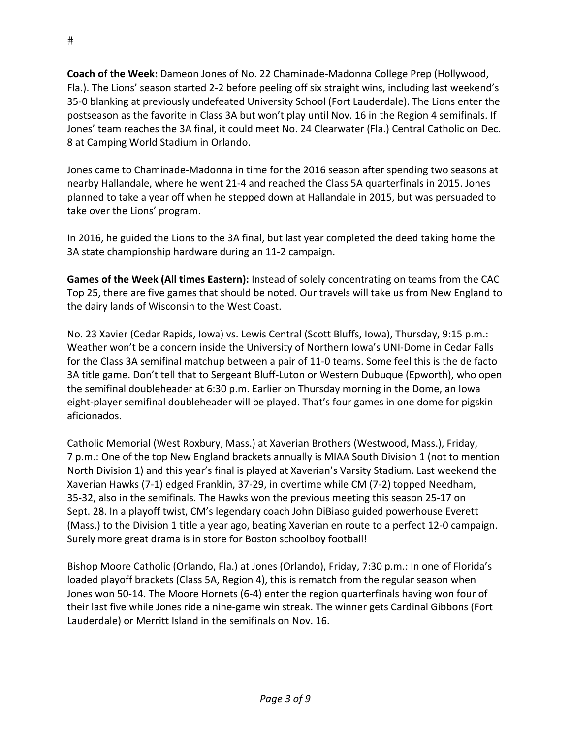#

**Coach of the Week:** Dameon Jones of No. 22 Chaminade-Madonna College Prep (Hollywood, Fla.). The Lions' season started 2-2 before peeling off six straight wins, including last weekend's 35-0 blanking at previously undefeated University School (Fort Lauderdale). The Lions enter the postseason as the favorite in Class 3A but won't play until Nov. 16 in the Region 4 semifinals. If Jones' team reaches the 3A final, it could meet No. 24 Clearwater (Fla.) Central Catholic on Dec. 8 at Camping World Stadium in Orlando.

Jones came to Chaminade-Madonna in time for the 2016 season after spending two seasons at nearby Hallandale, where he went 21-4 and reached the Class 5A quarterfinals in 2015. Jones planned to take a year off when he stepped down at Hallandale in 2015, but was persuaded to take over the Lions' program.

In 2016, he guided the Lions to the 3A final, but last year completed the deed taking home the 3A state championship hardware during an 11-2 campaign.

**Games of the Week (All times Eastern):** Instead of solely concentrating on teams from the CAC Top 25, there are five games that should be noted. Our travels will take us from New England to the dairy lands of Wisconsin to the West Coast.

No. 23 Xavier (Cedar Rapids, Iowa) vs. Lewis Central (Scott Bluffs, Iowa), Thursday, 9:15 p.m.: Weather won't be a concern inside the University of Northern Iowa's UNI-Dome in Cedar Falls for the Class 3A semifinal matchup between a pair of 11-0 teams. Some feel this is the de facto 3A title game. Don't tell that to Sergeant Bluff-Luton or Western Dubuque (Epworth), who open the semifinal doubleheader at 6:30 p.m. Earlier on Thursday morning in the Dome, an Iowa eight-player semifinal doubleheader will be played. That's four games in one dome for pigskin aficionados.

Catholic Memorial (West Roxbury, Mass.) at Xaverian Brothers (Westwood, Mass.), Friday, 7 p.m.: One of the top New England brackets annually is MIAA South Division 1 (not to mention North Division 1) and this year's final is played at Xaverian's Varsity Stadium. Last weekend the Xaverian Hawks (7-1) edged Franklin, 37-29, in overtime while CM (7-2) topped Needham, 35-32, also in the semifinals. The Hawks won the previous meeting this season 25-17 on Sept. 28. In a playoff twist, CM's legendary coach John DiBiaso guided powerhouse Everett (Mass.) to the Division 1 title a year ago, beating Xaverian en route to a perfect 12-0 campaign. Surely more great drama is in store for Boston schoolboy football!

Bishop Moore Catholic (Orlando, Fla.) at Jones (Orlando), Friday, 7:30 p.m.: In one of Florida's loaded playoff brackets (Class 5A, Region 4), this is rematch from the regular season when Jones won 50-14. The Moore Hornets (6-4) enter the region quarterfinals having won four of their last five while Jones ride a nine-game win streak. The winner gets Cardinal Gibbons (Fort Lauderdale) or Merritt Island in the semifinals on Nov. 16.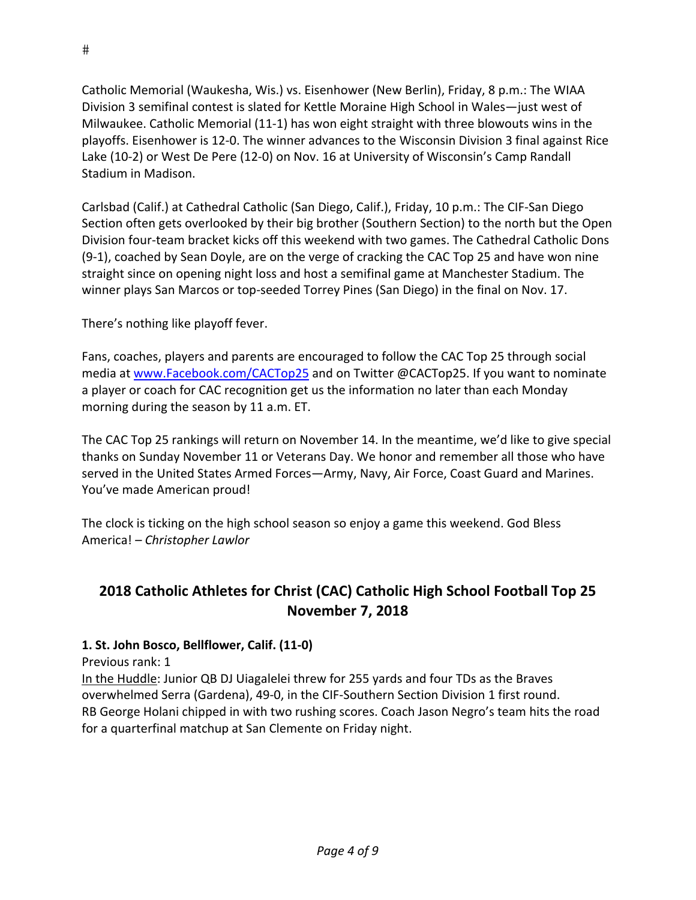#

Catholic Memorial (Waukesha, Wis.) vs. Eisenhower (New Berlin), Friday, 8 p.m.: The WIAA Division 3 semifinal contest is slated for Kettle Moraine High School in Wales—just west of Milwaukee. Catholic Memorial (11-1) has won eight straight with three blowouts wins in the playoffs. Eisenhower is 12-0. The winner advances to the Wisconsin Division 3 final against Rice Lake (10-2) or West De Pere (12-0) on Nov. 16 at University of Wisconsin's Camp Randall Stadium in Madison.

Carlsbad (Calif.) at Cathedral Catholic (San Diego, Calif.), Friday, 10 p.m.: The CIF-San Diego Section often gets overlooked by their big brother (Southern Section) to the north but the Open Division four-team bracket kicks off this weekend with two games. The Cathedral Catholic Dons (9-1), coached by Sean Doyle, are on the verge of cracking the CAC Top 25 and have won nine straight since on opening night loss and host a semifinal game at Manchester Stadium. The winner plays San Marcos or top-seeded Torrey Pines (San Diego) in the final on Nov. 17.

There's nothing like playoff fever.

Fans, coaches, players and parents are encouraged to follow the CAC Top 25 through social media at www.Facebook.com/CACTop25 and on Twitter @CACTop25. If you want to nominate a player or coach for CAC recognition get us the information no later than each Monday morning during the season by 11 a.m. ET.

The CAC Top 25 rankings will return on November 14. In the meantime, we'd like to give special thanks on Sunday November 11 or Veterans Day. We honor and remember all those who have served in the United States Armed Forces—Army, Navy, Air Force, Coast Guard and Marines. You've made American proud!

The clock is ticking on the high school season so enjoy a game this weekend. God Bless America! – *Christopher Lawlor*

## 2018 Catholic Athletes for Christ (CAC) Catholic High School Football Top 25 November 7, 2018

**1. St. John Bosco, Bellflower, Calif. (11-0)**
Previous rank: 1
In the Huddle: Junior QB DJ Uiagalelei threw for 255 yards and four TDs as the Braves overwhelmed Serra (Gardena), 49-0, in the CIF-Southern Section Division 1 first round. RB George Holani chipped in with two rushing scores. Coach Jason Negro's team hits the road for a quarterfinal matchup at San Clemente on Friday night.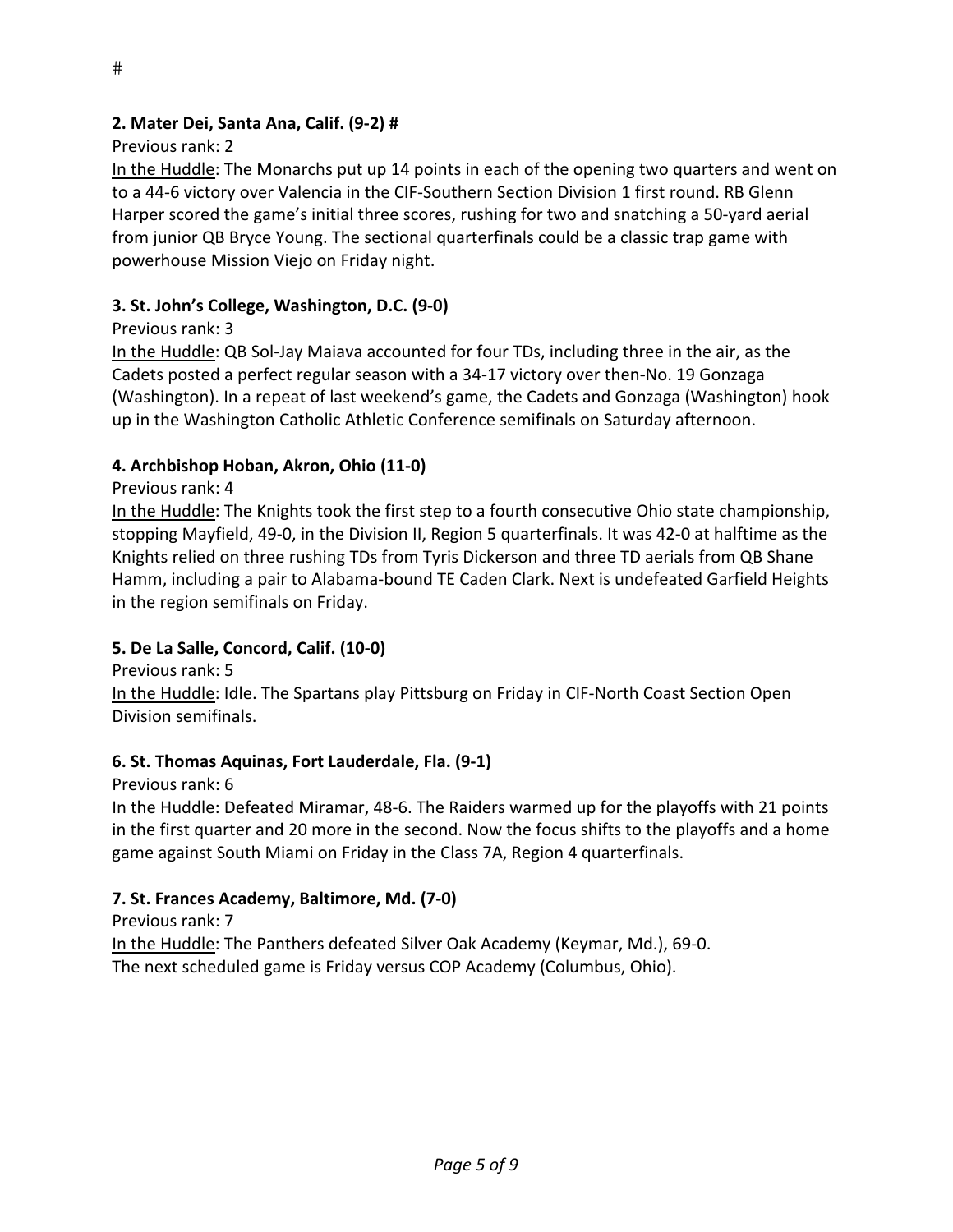#

**2. Mater Dei, Santa Ana, Calif. (9-2) #**

Previous rank: 2

In the Huddle: The Monarchs put up 14 points in each of the opening two quarters and went on to a 44-6 victory over Valencia in the CIF-Southern Section Division 1 first round. RB Glenn Harper scored the game's initial three scores, rushing for two and snatching a 50-yard aerial from junior QB Bryce Young. The sectional quarterfinals could be a classic trap game with powerhouse Mission Viejo on Friday night.

**3. St. John's College, Washington, D.C. (9-0)**

Previous rank: 3

In the Huddle: QB Sol-Jay Maiava accounted for four TDs, including three in the air, as the Cadets posted a perfect regular season with a 34-17 victory over then-No. 19 Gonzaga (Washington). In a repeat of last weekend's game, the Cadets and Gonzaga (Washington) hook up in the Washington Catholic Athletic Conference semifinals on Saturday afternoon.

**4. Archbishop Hoban, Akron, Ohio (11-0)**

Previous rank: 4

In the Huddle: The Knights took the first step to a fourth consecutive Ohio state championship, stopping Mayfield, 49-0, in the Division II, Region 5 quarterfinals. It was 42-0 at halftime as the Knights relied on three rushing TDs from Tyris Dickerson and three TD aerials from QB Shane Hamm, including a pair to Alabama-bound TE Caden Clark. Next is undefeated Garfield Heights in the region semifinals on Friday.

**5. De La Salle, Concord, Calif. (10-0)**

Previous rank: 5

In the Huddle: Idle. The Spartans play Pittsburg on Friday in CIF-North Coast Section Open Division semifinals.

**6. St. Thomas Aquinas, Fort Lauderdale, Fla. (9-1)**

Previous rank: 6

In the Huddle: Defeated Miramar, 48-6. The Raiders warmed up for the playoffs with 21 points in the first quarter and 20 more in the second. Now the focus shifts to the playoffs and a home game against South Miami on Friday in the Class 7A, Region 4 quarterfinals.

**7. St. Frances Academy, Baltimore, Md. (7-0)**

Previous rank: 7

In the Huddle: The Panthers defeated Silver Oak Academy (Keymar, Md.), 69-0.
The next scheduled game is Friday versus COP Academy (Columbus, Ohio).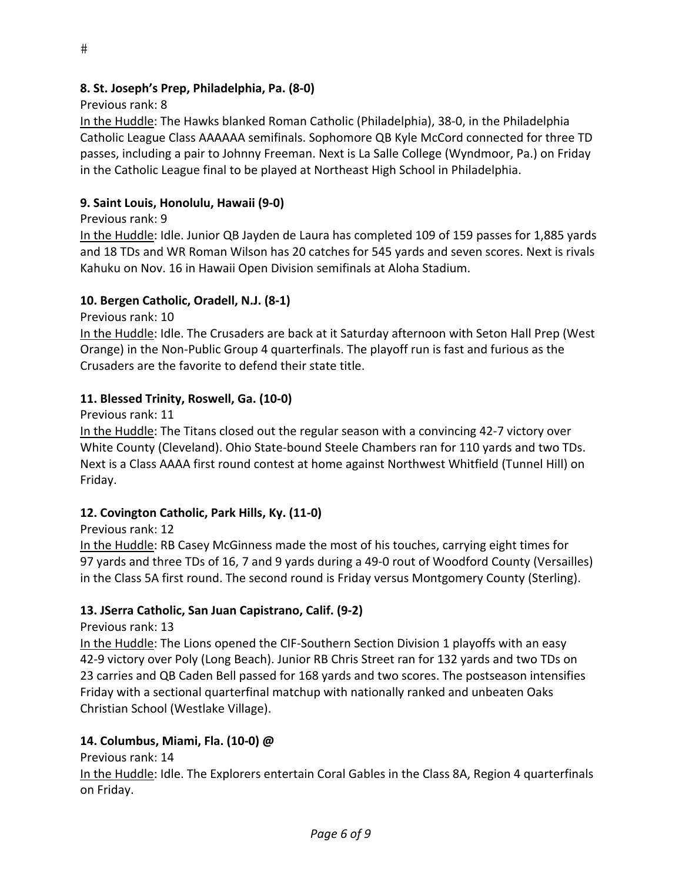#

**8. St. Joseph's Prep, Philadelphia, Pa. (8-0)**

Previous rank: 8

In the Huddle: The Hawks blanked Roman Catholic (Philadelphia), 38-0, in the Philadelphia Catholic League Class AAAAAA semifinals. Sophomore QB Kyle McCord connected for three TD passes, including a pair to Johnny Freeman. Next is La Salle College (Wyndmoor, Pa.) on Friday in the Catholic League final to be played at Northeast High School in Philadelphia.

**9. Saint Louis, Honolulu, Hawaii (9-0)**

Previous rank: 9

In the Huddle: Idle. Junior QB Jayden de Laura has completed 109 of 159 passes for 1,885 yards and 18 TDs and WR Roman Wilson has 20 catches for 545 yards and seven scores. Next is rivals Kahuku on Nov. 16 in Hawaii Open Division semifinals at Aloha Stadium.

**10. Bergen Catholic, Oradell, N.J. (8-1)**

Previous rank: 10

In the Huddle: Idle. The Crusaders are back at it Saturday afternoon with Seton Hall Prep (West Orange) in the Non-Public Group 4 quarterfinals. The playoff run is fast and furious as the Crusaders are the favorite to defend their state title.

**11. Blessed Trinity, Roswell, Ga. (10-0)**

Previous rank: 11

In the Huddle: The Titans closed out the regular season with a convincing 42-7 victory over White County (Cleveland). Ohio State-bound Steele Chambers ran for 110 yards and two TDs. Next is a Class AAAA first round contest at home against Northwest Whitfield (Tunnel Hill) on Friday.

**12. Covington Catholic, Park Hills, Ky. (11-0)**

Previous rank: 12

In the Huddle: RB Casey McGinness made the most of his touches, carrying eight times for 97 yards and three TDs of 16, 7 and 9 yards during a 49-0 rout of Woodford County (Versailles) in the Class 5A first round. The second round is Friday versus Montgomery County (Sterling).

**13. JSerra Catholic, San Juan Capistrano, Calif. (9-2)**

Previous rank: 13

In the Huddle: The Lions opened the CIF-Southern Section Division 1 playoffs with an easy 42-9 victory over Poly (Long Beach). Junior RB Chris Street ran for 132 yards and two TDs on 23 carries and QB Caden Bell passed for 168 yards and two scores. The postseason intensifies Friday with a sectional quarterfinal matchup with nationally ranked and unbeaten Oaks Christian School (Westlake Village).

**14. Columbus, Miami, Fla. (10-0) @**

Previous rank: 14

In the Huddle: Idle. The Explorers entertain Coral Gables in the Class 8A, Region 4 quarterfinals on Friday.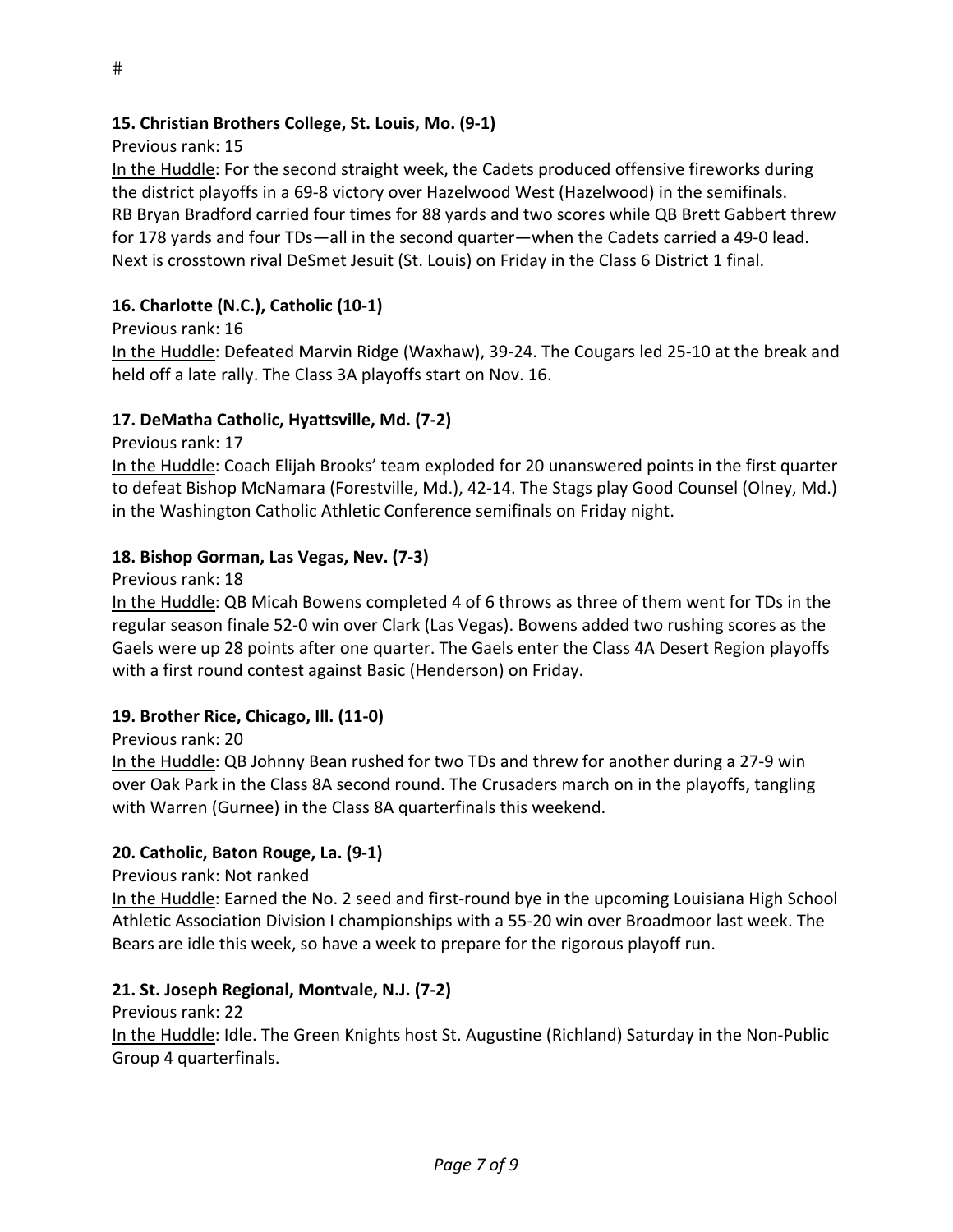#

**15. Christian Brothers College, St. Louis, Mo. (9-1)**

Previous rank: 15

In the Huddle: For the second straight week, the Cadets produced offensive fireworks during the district playoffs in a 69-8 victory over Hazelwood West (Hazelwood) in the semifinals. RB Bryan Bradford carried four times for 88 yards and two scores while QB Brett Gabbert threw for 178 yards and four TDs—all in the second quarter—when the Cadets carried a 49-0 lead. Next is crosstown rival DeSmet Jesuit (St. Louis) on Friday in the Class 6 District 1 final.

**16. Charlotte (N.C.), Catholic (10-1)**

Previous rank: 16

In the Huddle: Defeated Marvin Ridge (Waxhaw), 39-24. The Cougars led 25-10 at the break and held off a late rally. The Class 3A playoffs start on Nov. 16.

**17. DeMatha Catholic, Hyattsville, Md. (7-2)**

Previous rank: 17

In the Huddle: Coach Elijah Brooks' team exploded for 20 unanswered points in the first quarter to defeat Bishop McNamara (Forestville, Md.), 42-14. The Stags play Good Counsel (Olney, Md.) in the Washington Catholic Athletic Conference semifinals on Friday night.

**18. Bishop Gorman, Las Vegas, Nev. (7-3)**

Previous rank: 18

In the Huddle: QB Micah Bowens completed 4 of 6 throws as three of them went for TDs in the regular season finale 52-0 win over Clark (Las Vegas). Bowens added two rushing scores as the Gaels were up 28 points after one quarter. The Gaels enter the Class 4A Desert Region playoffs with a first round contest against Basic (Henderson) on Friday.

**19. Brother Rice, Chicago, Ill. (11-0)**

Previous rank: 20

In the Huddle: QB Johnny Bean rushed for two TDs and threw for another during a 27-9 win over Oak Park in the Class 8A second round. The Crusaders march on in the playoffs, tangling with Warren (Gurnee) in the Class 8A quarterfinals this weekend.

**20. Catholic, Baton Rouge, La. (9-1)**

Previous rank: Not ranked

In the Huddle: Earned the No. 2 seed and first-round bye in the upcoming Louisiana High School Athletic Association Division I championships with a 55-20 win over Broadmoor last week. The Bears are idle this week, so have a week to prepare for the rigorous playoff run.

**21. St. Joseph Regional, Montvale, N.J. (7-2)**

Previous rank: 22

In the Huddle: Idle. The Green Knights host St. Augustine (Richland) Saturday in the Non-Public Group 4 quarterfinals.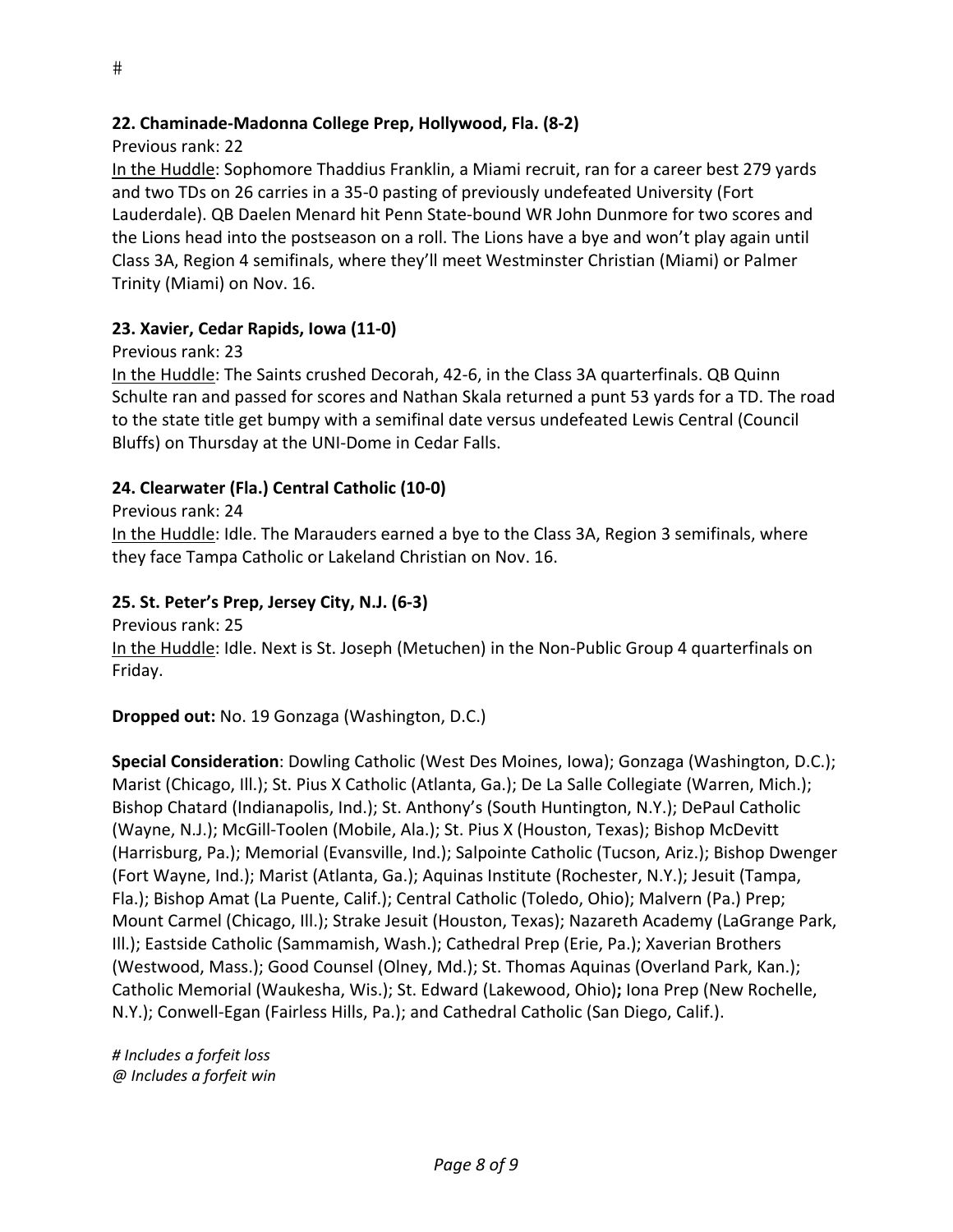#

**22. Chaminade-Madonna College Prep, Hollywood, Fla. (8-2)**

Previous rank: 22

In the Huddle: Sophomore Thaddius Franklin, a Miami recruit, ran for a career best 279 yards and two TDs on 26 carries in a 35-0 pasting of previously undefeated University (Fort Lauderdale). QB Daelen Menard hit Penn State-bound WR John Dunmore for two scores and the Lions head into the postseason on a roll. The Lions have a bye and won't play again until Class 3A, Region 4 semifinals, where they'll meet Westminster Christian (Miami) or Palmer Trinity (Miami) on Nov. 16.

**23. Xavier, Cedar Rapids, Iowa (11-0)**

Previous rank: 23

In the Huddle: The Saints crushed Decorah, 42-6, in the Class 3A quarterfinals. QB Quinn Schulte ran and passed for scores and Nathan Skala returned a punt 53 yards for a TD. The road to the state title get bumpy with a semifinal date versus undefeated Lewis Central (Council Bluffs) on Thursday at the UNI-Dome in Cedar Falls.

**24. Clearwater (Fla.) Central Catholic (10-0)**

Previous rank: 24

In the Huddle: Idle. The Marauders earned a bye to the Class 3A, Region 3 semifinals, where they face Tampa Catholic or Lakeland Christian on Nov. 16.

**25. St. Peter's Prep, Jersey City, N.J. (6-3)**

Previous rank: 25

In the Huddle: Idle. Next is St. Joseph (Metuchen) in the Non-Public Group 4 quarterfinals on Friday.

**Dropped out:** No. 19 Gonzaga (Washington, D.C.)

**Special Consideration**: Dowling Catholic (West Des Moines, Iowa); Gonzaga (Washington, D.C.); Marist (Chicago, Ill.); St. Pius X Catholic (Atlanta, Ga.); De La Salle Collegiate (Warren, Mich.); Bishop Chatard (Indianapolis, Ind.); St. Anthony's (South Huntington, N.Y.); DePaul Catholic (Wayne, N.J.); McGill-Toolen (Mobile, Ala.); St. Pius X (Houston, Texas); Bishop McDevitt (Harrisburg, Pa.); Memorial (Evansville, Ind.); Salpointe Catholic (Tucson, Ariz.); Bishop Dwenger (Fort Wayne, Ind.); Marist (Atlanta, Ga.); Aquinas Institute (Rochester, N.Y.); Jesuit (Tampa, Fla.); Bishop Amat (La Puente, Calif.); Central Catholic (Toledo, Ohio); Malvern (Pa.) Prep; Mount Carmel (Chicago, Ill.); Strake Jesuit (Houston, Texas); Nazareth Academy (LaGrange Park, Ill.); Eastside Catholic (Sammamish, Wash.); Cathedral Prep (Erie, Pa.); Xaverian Brothers (Westwood, Mass.); Good Counsel (Olney, Md.); St. Thomas Aquinas (Overland Park, Kan.); Catholic Memorial (Waukesha, Wis.); St. Edward (Lakewood, Ohio)**;** Iona Prep (New Rochelle, N.Y.); Conwell-Egan (Fairless Hills, Pa.); and Cathedral Catholic (San Diego, Calif.).

*# Includes a forfeit loss*
*@ Includes a forfeit win*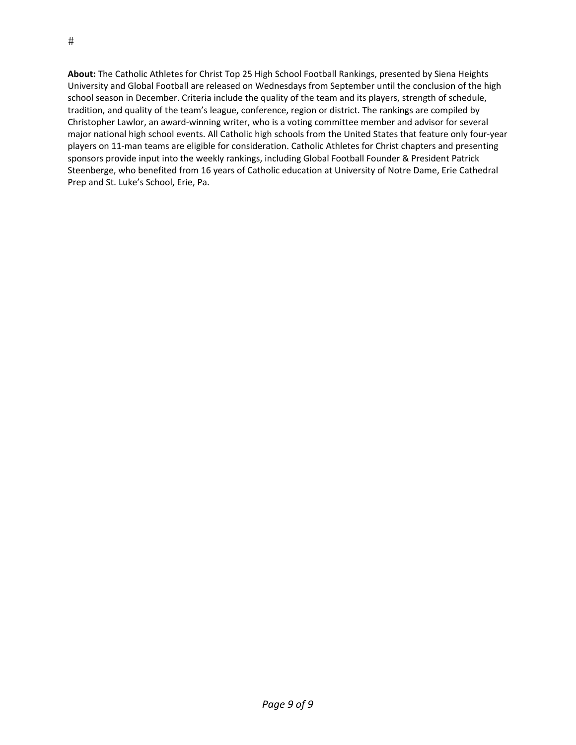#

**About:** The Catholic Athletes for Christ Top 25 High School Football Rankings, presented by Siena Heights University and Global Football are released on Wednesdays from September until the conclusion of the high school season in December. Criteria include the quality of the team and its players, strength of schedule, tradition, and quality of the team's league, conference, region or district. The rankings are compiled by Christopher Lawlor, an award-winning writer, who is a voting committee member and advisor for several major national high school events. All Catholic high schools from the United States that feature only four-year players on 11-man teams are eligible for consideration. Catholic Athletes for Christ chapters and presenting sponsors provide input into the weekly rankings, including Global Football Founder & President Patrick Steenberge, who benefited from 16 years of Catholic education at University of Notre Dame, Erie Cathedral Prep and St. Luke's School, Erie, Pa.